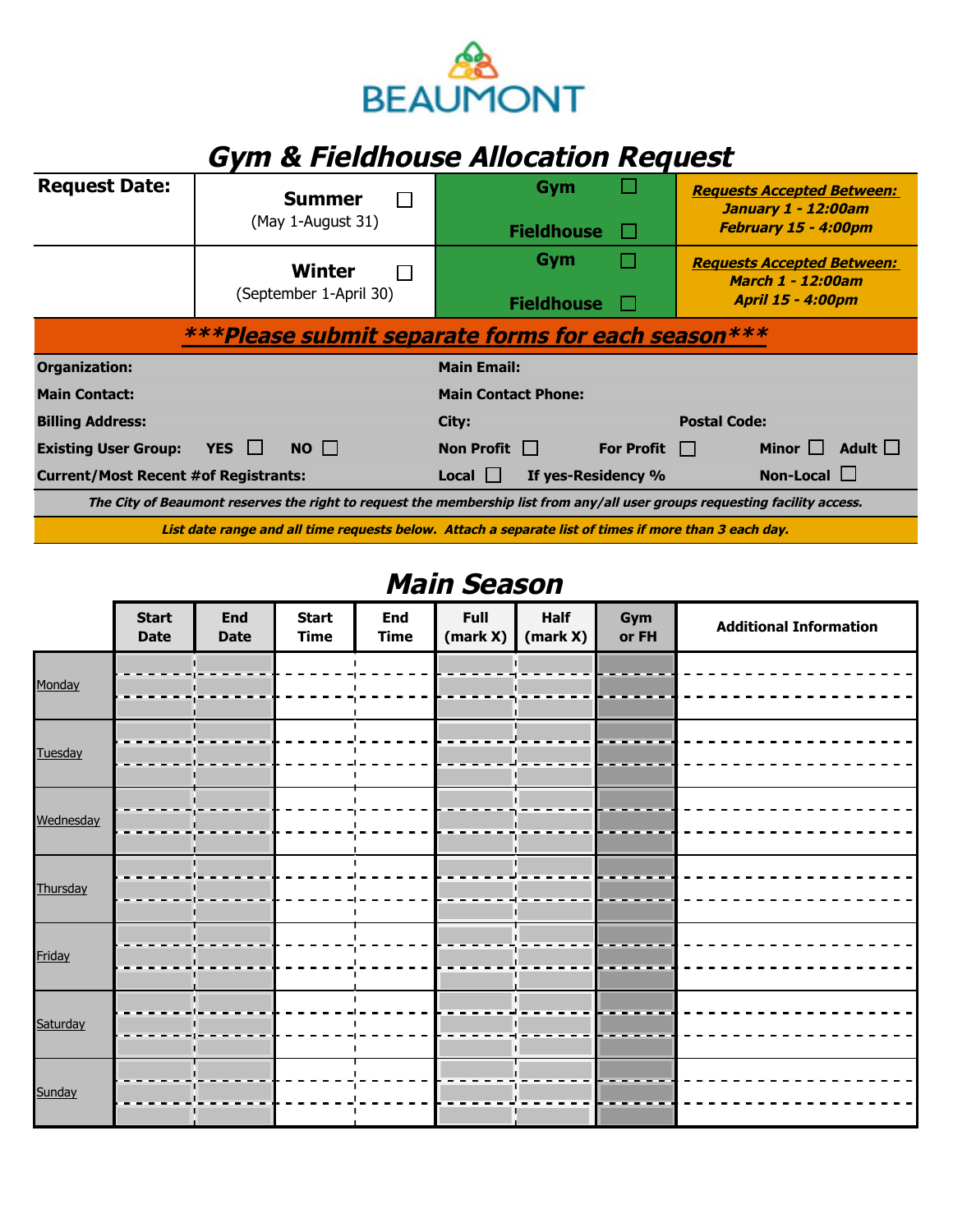BEAUMONT

# Gym & Fieldhouse Allocation Request

| Request Date: | Summer ☐ (May 1-August 31) | Gym ☐ Fieldhouse ☐ | ***Requests Accepted Between:*** ***January 1 - 12:00am*** ***February 15 - 4:00pm*** |
|---|---|---|---|
| | Winter ☐ (September 1-April 30) | Gym ☐ Fieldhouse ☐ | ***Requests Accepted Between:*** ***March 1 - 12:00am*** ***April 15 - 4:00pm*** |

***Please submit separate forms for each season***

**Organization:**

**Main Email:**

**Main Contact:**

**Main Contact Phone:**

**Billing Address:**

**City:**

**Postal Code:**

**Existing User Group:** **YES** ☐ **NO** ☐

**Non Profit** ☐ **For Profit** ☐ **Minor** ☐ **Adult** ☐

**Current/Most Recent #of Registrants:**

**Local** ☐ **If yes-Residency %** **Non-Local** ☐

*The City of Beaumont reserves the right to request the membership list from any/all user groups requesting facility access.*

*List date range and all time requests below. Attach a separate list of times if more than 3 each day.*

## Main Season

| | Start Date | End Date | Start Time | End Time | Full (mark X) | Half (mark X) | Gym or FH | Additional Information |
|---|---|---|---|---|---|---|---|---|
| Monday | | | | | | | | |
| | | | | | | | | |
| | | | | | | | | |
| Tuesday | | | | | | | | |
| | | | | | | | | |
| | | | | | | | | |
| Wednesday | | | | | | | | |
| | | | | | | | | |
| | | | | | | | | |
| Thursday | | | | | | | | |
| | | | | | | | | |
| | | | | | | | | |
| Friday | | | | | | | | |
| | | | | | | | | |
| | | | | | | | | |
| Saturday | | | | | | | | |
| | | | | | | | | |
| | | | | | | | | |
| Sunday | | | | | | | | |
| | | | | | | | | |
| | | | | | | | | |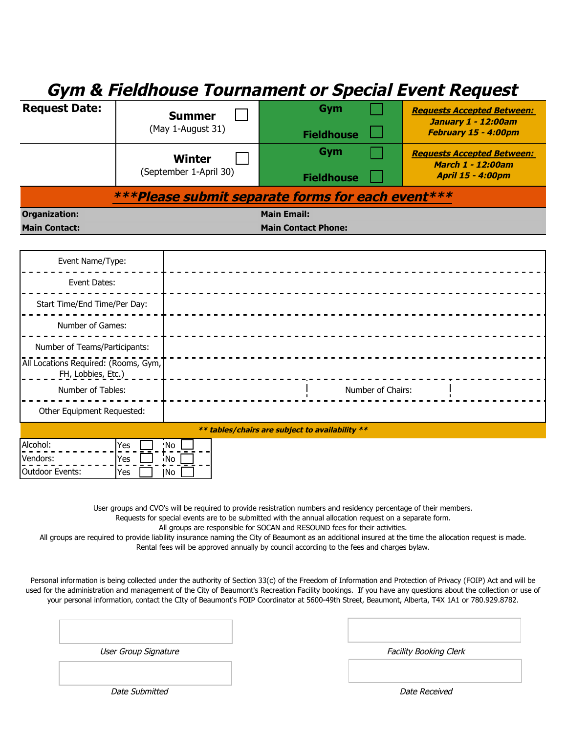# Gym & Fieldhouse Tournament or Special Event Request

| | | | |
|---|---|---|---|
| **Request Date:** | **Summer** ☐ (May 1-August 31) | **Gym** ☐ **Fieldhouse** ☐ | ***Requests Accepted Between:*** ***January 1 - 12:00am*** ***February 15 - 4:00pm*** |
| | **Winter** ☐ (September 1-April 30) | **Gym** ☐ **Fieldhouse** ☐ | ***Requests Accepted Between:*** ***March 1 - 12:00am*** ***April 15 - 4:00pm*** |

***\*\*\*Please submit separate forms for each event\*\*\****

**Organization:** | **Main Email:**

**Main Contact:** | **Main Contact Phone:**

| | | | |
|---|---|---|---|
| Event Name/Type: | | | |
| Event Dates: | | | |
| Start Time/End Time/Per Day: | | | |
| Number of Games: | | | |
| Number of Teams/Participants: | | | |
| All Locations Required: (Rooms, Gym, FH, Lobbies, Etc.) | | | |
| Number of Tables: | | Number of Chairs: | |
| Other Equipment Requested: | | | |

***\*\* tables/chairs are subject to availability \*\****

| | | |
|---|---|---|
| Alcohol: | Yes ☐ | No ☐ |
| Vendors: | Yes ☐ | No ☐ |
| Outdoor Events: | Yes ☐ | No ☐ |

User groups and CVO's will be required to provide resistration numbers and residency percentage of their members.
Requests for special events are to be submitted with the annual allocation request on a separate form.
All groups are responsible for SOCAN and RESOUND fees for their activities.
All groups are required to provide liability insurance naming the City of Beaumont as an additional insured at the time the allocation request is made.
Rental fees will be approved annually by council according to the fees and charges bylaw.

Personal information is being collected under the authority of Section 33(c) of the Freedom of Information and Protection of Privacy (FOIP) Act and will be used for the administration and management of the City of Beaumont's Recreation Facility bookings. If you have any questions about the collection or use of your personal information, contact the CIty of Beaumont's FOIP Coordinator at 5600-49th Street, Beaumont, Alberta, T4X 1A1 or 780.929.8782.

*User Group Signature*

*Facility Booking Clerk*

*Date Submitted*

*Date Received*